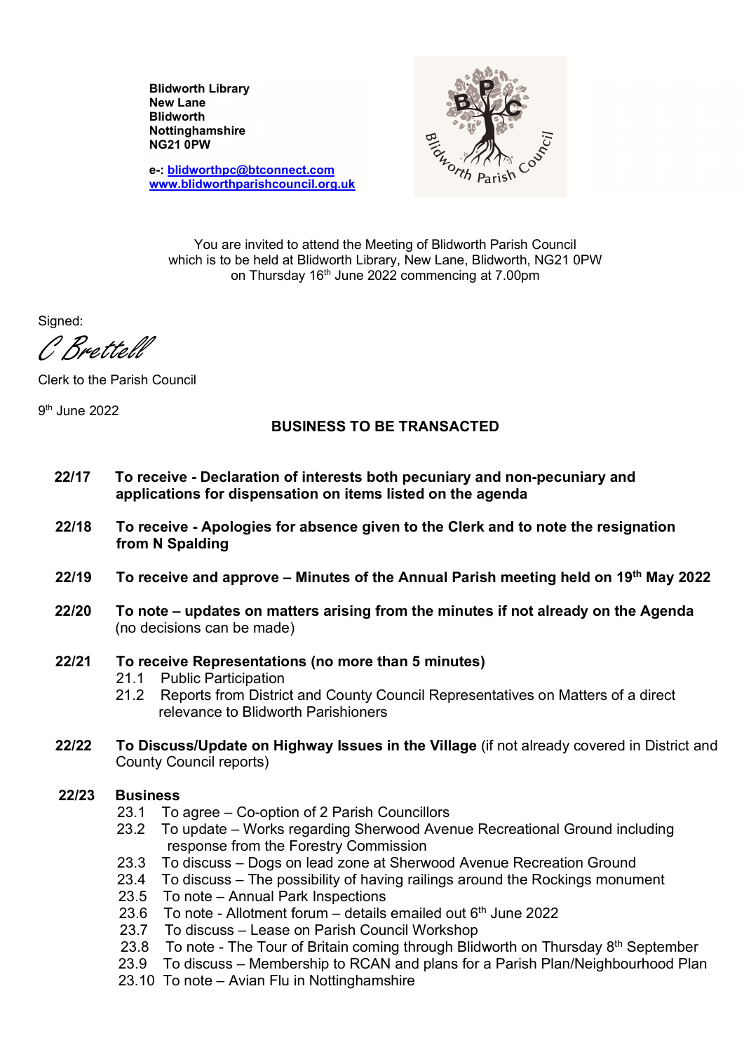**Blidworth Library**
**New Lane**
**Blidworth**
**Nottinghamshire**
**NG21 0PW**

**e-: blidworthpc@btconnect.com**
**www.blidworthparishcouncil.org.uk**

You are invited to attend the Meeting of Blidworth Parish Council
which is to be held at Blidworth Library, New Lane, Blidworth, NG21 0PW
on Thursday 16th June 2022 commencing at 7.00pm

Signed:

*C Brettell*

Clerk to the Parish Council

9th June 2022

## BUSINESS TO BE TRANSACTED

**22/17** **To receive - Declaration of interests both pecuniary and non-pecuniary and applications for dispensation on items listed on the agenda**

**22/18** **To receive - Apologies for absence given to the Clerk and to note the resignation from N Spalding**

**22/19** **To receive and approve – Minutes of the Annual Parish meeting held on 19th May 2022**

**22/20** **To note – updates on matters arising from the minutes if not already on the Agenda** (no decisions can be made)

**22/21** **To receive Representations (no more than 5 minutes)**

- 21.1 Public Participation
- 21.2 Reports from District and County Council Representatives on Matters of a direct relevance to Blidworth Parishioners

**22/22** **To Discuss/Update on Highway Issues in the Village** (if not already covered in District and County Council reports)

**22/23** **Business**

- 23.1 To agree – Co-option of 2 Parish Councillors
- 23.2 To update – Works regarding Sherwood Avenue Recreational Ground including response from the Forestry Commission
- 23.3 To discuss – Dogs on lead zone at Sherwood Avenue Recreation Ground
- 23.4 To discuss – The possibility of having railings around the Rockings monument
- 23.5 To note – Annual Park Inspections
- 23.6 To note - Allotment forum – details emailed out 6th June 2022
- 23.7 To discuss – Lease on Parish Council Workshop
- 23.8 To note - The Tour of Britain coming through Blidworth on Thursday 8th September
- 23.9 To discuss – Membership to RCAN and plans for a Parish Plan/Neighbourhood Plan
- 23.10 To note – Avian Flu in Nottinghamshire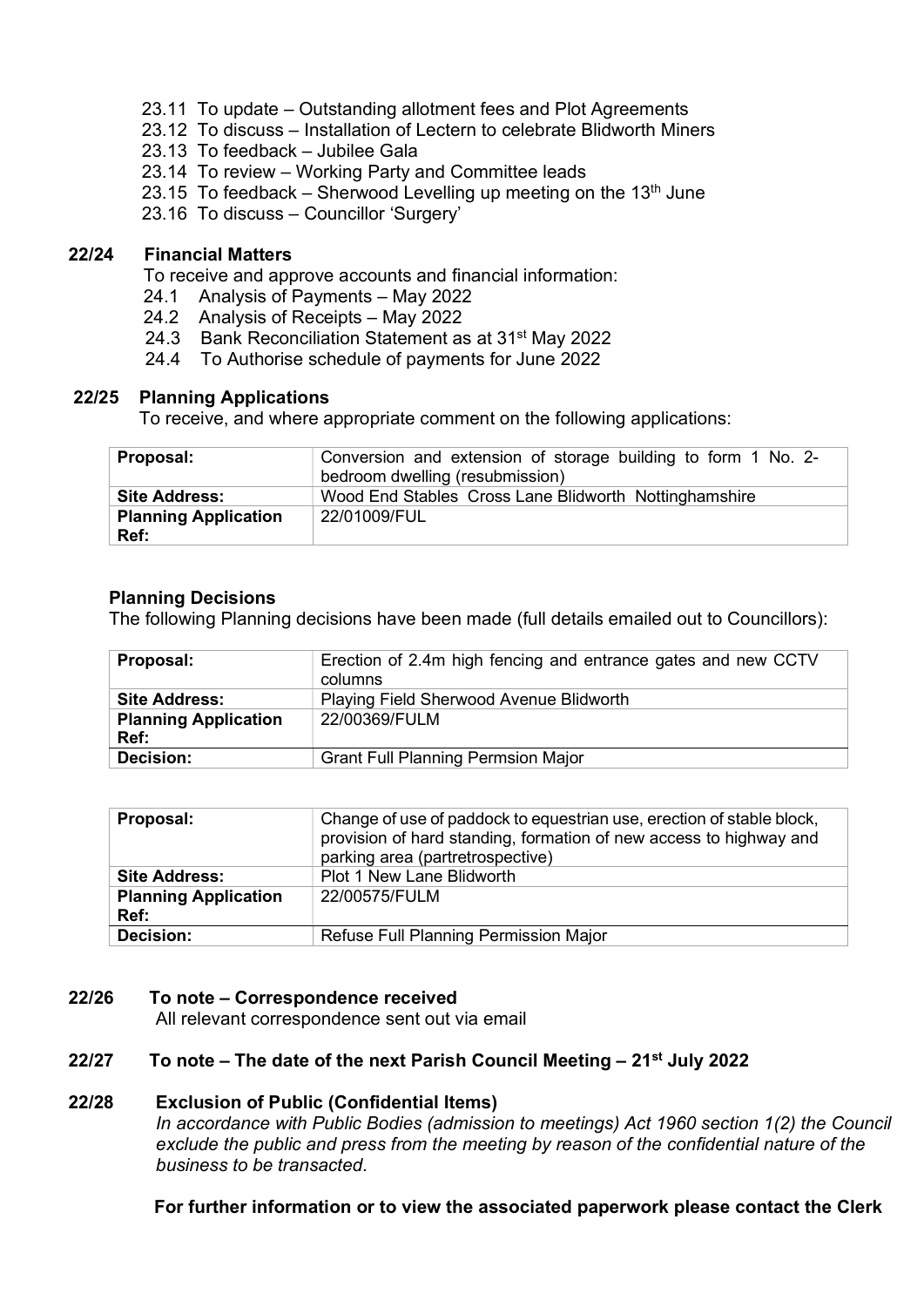23.11 To update – Outstanding allotment fees and Plot Agreements
23.12 To discuss – Installation of Lectern to celebrate Blidworth Miners
23.13 To feedback – Jubilee Gala
23.14 To review – Working Party and Committee leads
23.15 To feedback – Sherwood Levelling up meeting on the 13th June
23.16 To discuss – Councillor 'Surgery'

**22/24 Financial Matters**

To receive and approve accounts and financial information:

24.1 Analysis of Payments – May 2022
24.2 Analysis of Receipts – May 2022
24.3 Bank Reconciliation Statement as at 31st May 2022
24.4 To Authorise schedule of payments for June 2022

**22/25 Planning Applications**

To receive, and where appropriate comment on the following applications:

| | |
|---|---|
| **Proposal:** | Conversion and extension of storage building to form 1 No. 2-bedroom dwelling (resubmission) |
| **Site Address:** | Wood End Stables Cross Lane Blidworth Nottinghamshire |
| **Planning Application Ref:** | 22/01009/FUL |

**Planning Decisions**

The following Planning decisions have been made (full details emailed out to Councillors):

| | |
|---|---|
| **Proposal:** | Erection of 2.4m high fencing and entrance gates and new CCTV columns |
| **Site Address:** | Playing Field Sherwood Avenue Blidworth |
| **Planning Application Ref:** | 22/00369/FULM |
| **Decision:** | Grant Full Planning Permsion Major |

| | |
|---|---|
| **Proposal:** | Change of use of paddock to equestrian use, erection of stable block, provision of hard standing, formation of new access to highway and parking area (partretrospective) |
| **Site Address:** | Plot 1 New Lane Blidworth |
| **Planning Application Ref:** | 22/00575/FULM |
| **Decision:** | Refuse Full Planning Permission Major |

**22/26 To note – Correspondence received**

All relevant correspondence sent out via email

**22/27 To note – The date of the next Parish Council Meeting – 21st July 2022**

**22/28 Exclusion of Public (Confidential Items)**

*In accordance with Public Bodies (admission to meetings) Act 1960 section 1(2) the Council exclude the public and press from the meeting by reason of the confidential nature of the business to be transacted.*

**For further information or to view the associated paperwork please contact the Clerk**